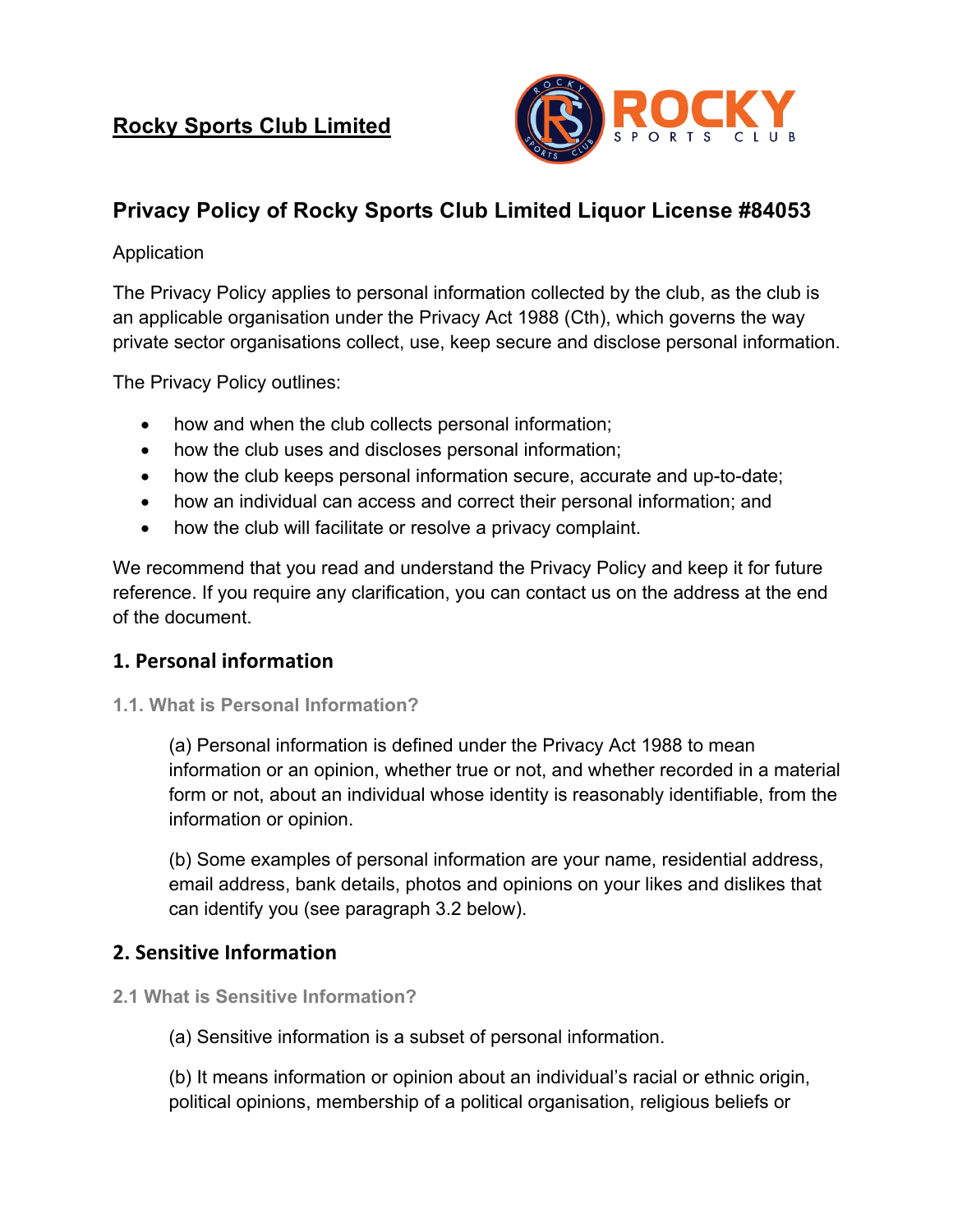**Rocky Sports Club Limited**

## Privacy Policy of Rocky Sports Club Limited Liquor License #84053

Application

The Privacy Policy applies to personal information collected by the club, as the club is an applicable organisation under the Privacy Act 1988 (Cth), which governs the way private sector organisations collect, use, keep secure and disclose personal information.

The Privacy Policy outlines:

- how and when the club collects personal information;
- how the club uses and discloses personal information;
- how the club keeps personal information secure, accurate and up-to-date;
- how an individual can access and correct their personal information; and
- how the club will facilitate or resolve a privacy complaint.

We recommend that you read and understand the Privacy Policy and keep it for future reference. If you require any clarification, you can contact us on the address at the end of the document.

## 1. Personal information

### 1.1. What is Personal Information?

(a) Personal information is defined under the Privacy Act 1988 to mean information or an opinion, whether true or not, and whether recorded in a material form or not, about an individual whose identity is reasonably identifiable, from the information or opinion.

(b) Some examples of personal information are your name, residential address, email address, bank details, photos and opinions on your likes and dislikes that can identify you (see paragraph 3.2 below).

## 2. Sensitive Information

### 2.1 What is Sensitive Information?

(a) Sensitive information is a subset of personal information.

(b) It means information or opinion about an individual's racial or ethnic origin, political opinions, membership of a political organisation, religious beliefs or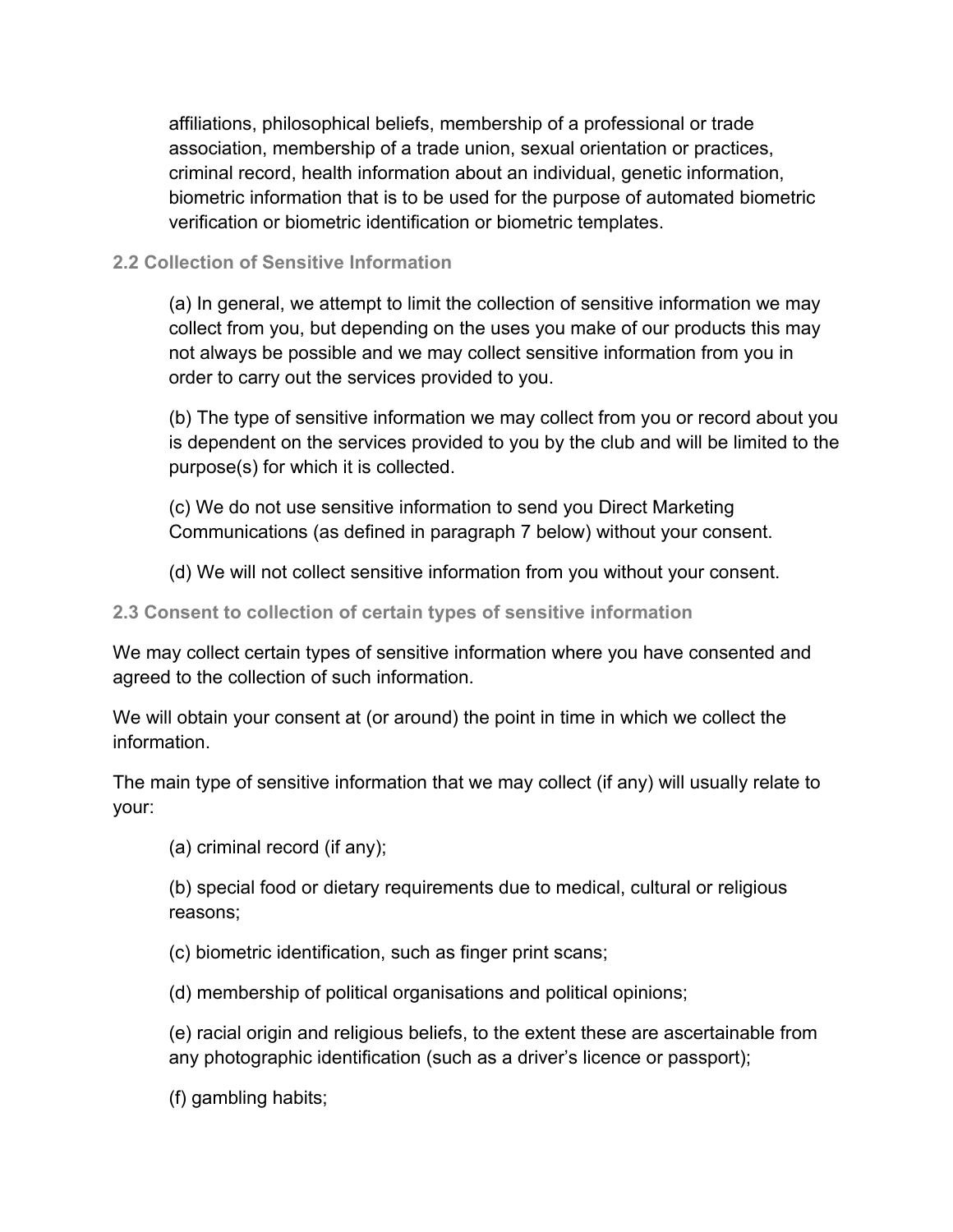affiliations, philosophical beliefs, membership of a professional or trade association, membership of a trade union, sexual orientation or practices, criminal record, health information about an individual, genetic information, biometric information that is to be used for the purpose of automated biometric verification or biometric identification or biometric templates.

### 2.2 Collection of Sensitive Information

(a) In general, we attempt to limit the collection of sensitive information we may collect from you, but depending on the uses you make of our products this may not always be possible and we may collect sensitive information from you in order to carry out the services provided to you.

(b) The type of sensitive information we may collect from you or record about you is dependent on the services provided to you by the club and will be limited to the purpose(s) for which it is collected.

(c) We do not use sensitive information to send you Direct Marketing Communications (as defined in paragraph 7 below) without your consent.

(d) We will not collect sensitive information from you without your consent.

### 2.3 Consent to collection of certain types of sensitive information

We may collect certain types of sensitive information where you have consented and agreed to the collection of such information.

We will obtain your consent at (or around) the point in time in which we collect the information.

The main type of sensitive information that we may collect (if any) will usually relate to your:

(a) criminal record (if any);

(b) special food or dietary requirements due to medical, cultural or religious reasons;

(c) biometric identification, such as finger print scans;

(d) membership of political organisations and political opinions;

(e) racial origin and religious beliefs, to the extent these are ascertainable from any photographic identification (such as a driver's licence or passport);

(f) gambling habits;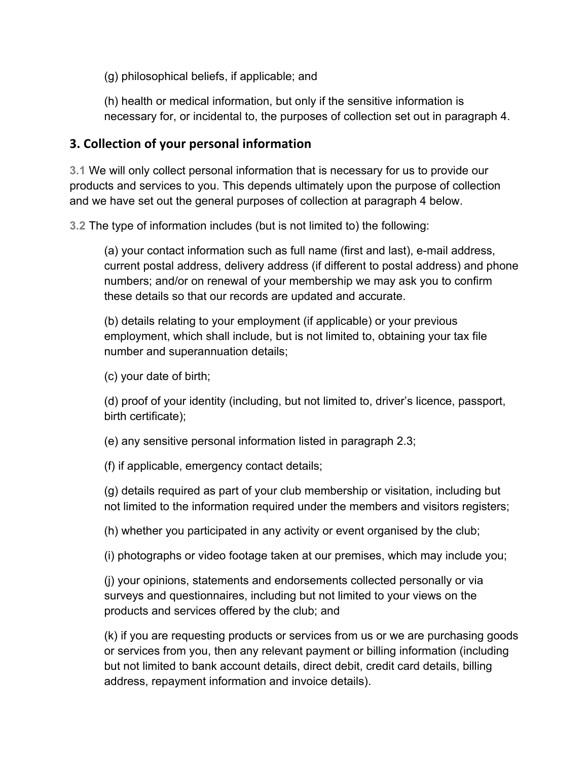(g) philosophical beliefs, if applicable; and

(h) health or medical information, but only if the sensitive information is necessary for, or incidental to, the purposes of collection set out in paragraph 4.

## 3. Collection of your personal information

**3.1** We will only collect personal information that is necessary for us to provide our products and services to you. This depends ultimately upon the purpose of collection and we have set out the general purposes of collection at paragraph 4 below.

**3.2** The type of information includes (but is not limited to) the following:

(a) your contact information such as full name (first and last), e-mail address, current postal address, delivery address (if different to postal address) and phone numbers; and/or on renewal of your membership we may ask you to confirm these details so that our records are updated and accurate.

(b) details relating to your employment (if applicable) or your previous employment, which shall include, but is not limited to, obtaining your tax file number and superannuation details;

(c) your date of birth;

(d) proof of your identity (including, but not limited to, driver's licence, passport, birth certificate);

(e) any sensitive personal information listed in paragraph 2.3;

(f) if applicable, emergency contact details;

(g) details required as part of your club membership or visitation, including but not limited to the information required under the members and visitors registers;

(h) whether you participated in any activity or event organised by the club;

(i) photographs or video footage taken at our premises, which may include you;

(j) your opinions, statements and endorsements collected personally or via surveys and questionnaires, including but not limited to your views on the products and services offered by the club; and

(k) if you are requesting products or services from us or we are purchasing goods or services from you, then any relevant payment or billing information (including but not limited to bank account details, direct debit, credit card details, billing address, repayment information and invoice details).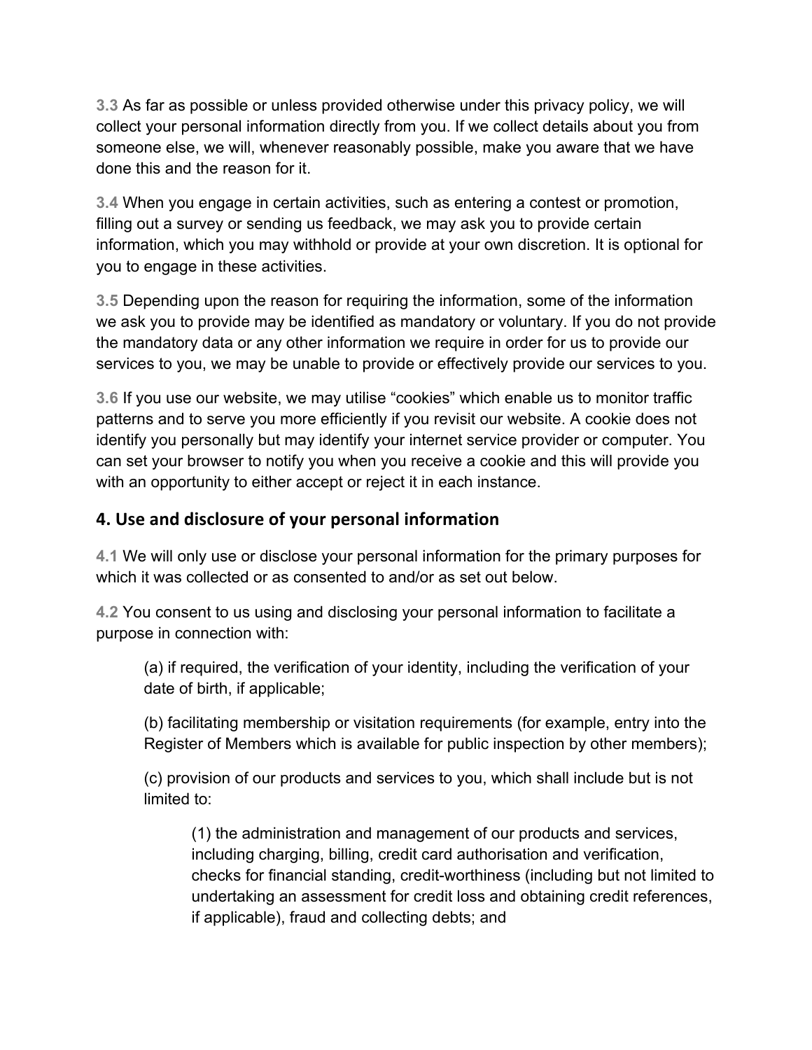**3.3** As far as possible or unless provided otherwise under this privacy policy, we will collect your personal information directly from you. If we collect details about you from someone else, we will, whenever reasonably possible, make you aware that we have done this and the reason for it.

**3.4** When you engage in certain activities, such as entering a contest or promotion, filling out a survey or sending us feedback, we may ask you to provide certain information, which you may withhold or provide at your own discretion. It is optional for you to engage in these activities.

**3.5** Depending upon the reason for requiring the information, some of the information we ask you to provide may be identified as mandatory or voluntary. If you do not provide the mandatory data or any other information we require in order for us to provide our services to you, we may be unable to provide or effectively provide our services to you.

**3.6** If you use our website, we may utilise "cookies" which enable us to monitor traffic patterns and to serve you more efficiently if you revisit our website. A cookie does not identify you personally but may identify your internet service provider or computer. You can set your browser to notify you when you receive a cookie and this will provide you with an opportunity to either accept or reject it in each instance.

## 4. Use and disclosure of your personal information

**4.1** We will only use or disclose your personal information for the primary purposes for which it was collected or as consented to and/or as set out below.

**4.2** You consent to us using and disclosing your personal information to facilitate a purpose in connection with:

> (a) if required, the verification of your identity, including the verification of your date of birth, if applicable;
>
> (b) facilitating membership or visitation requirements (for example, entry into the Register of Members which is available for public inspection by other members);
>
> (c) provision of our products and services to you, which shall include but is not limited to:
>
> > (1) the administration and management of our products and services, including charging, billing, credit card authorisation and verification, checks for financial standing, credit-worthiness (including but not limited to undertaking an assessment for credit loss and obtaining credit references, if applicable), fraud and collecting debts; and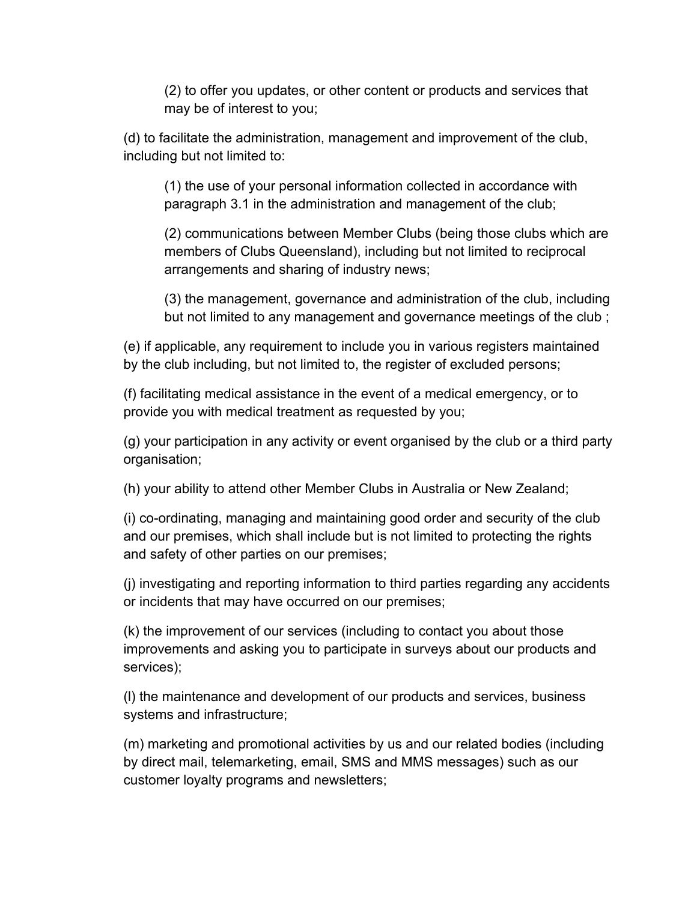(2) to offer you updates, or other content or products and services that may be of interest to you;

(d) to facilitate the administration, management and improvement of the club, including but not limited to:

(1) the use of your personal information collected in accordance with paragraph 3.1 in the administration and management of the club;

(2) communications between Member Clubs (being those clubs which are members of Clubs Queensland), including but not limited to reciprocal arrangements and sharing of industry news;

(3) the management, governance and administration of the club, including but not limited to any management and governance meetings of the club ;

(e) if applicable, any requirement to include you in various registers maintained by the club including, but not limited to, the register of excluded persons;

(f) facilitating medical assistance in the event of a medical emergency, or to provide you with medical treatment as requested by you;

(g) your participation in any activity or event organised by the club or a third party organisation;

(h) your ability to attend other Member Clubs in Australia or New Zealand;

(i) co-ordinating, managing and maintaining good order and security of the club and our premises, which shall include but is not limited to protecting the rights and safety of other parties on our premises;

(j) investigating and reporting information to third parties regarding any accidents or incidents that may have occurred on our premises;

(k) the improvement of our services (including to contact you about those improvements and asking you to participate in surveys about our products and services);

(l) the maintenance and development of our products and services, business systems and infrastructure;

(m) marketing and promotional activities by us and our related bodies (including by direct mail, telemarketing, email, SMS and MMS messages) such as our customer loyalty programs and newsletters;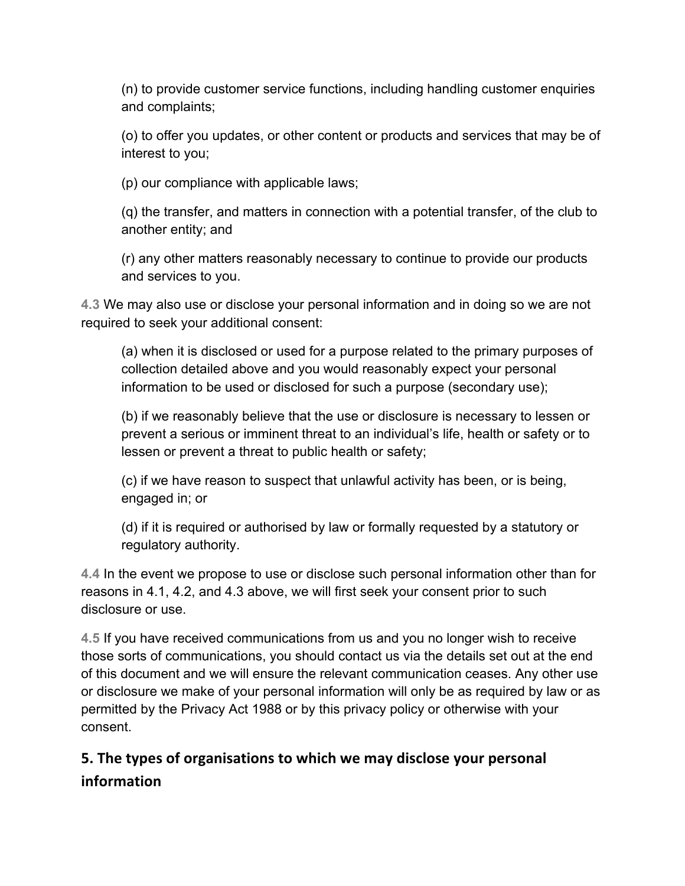(n) to provide customer service functions, including handling customer enquiries and complaints;

(o) to offer you updates, or other content or products and services that may be of interest to you;

(p) our compliance with applicable laws;

(q) the transfer, and matters in connection with a potential transfer, of the club to another entity; and

(r) any other matters reasonably necessary to continue to provide our products and services to you.

**4.3** We may also use or disclose your personal information and in doing so we are not required to seek your additional consent:

(a) when it is disclosed or used for a purpose related to the primary purposes of collection detailed above and you would reasonably expect your personal information to be used or disclosed for such a purpose (secondary use);

(b) if we reasonably believe that the use or disclosure is necessary to lessen or prevent a serious or imminent threat to an individual's life, health or safety or to lessen or prevent a threat to public health or safety;

(c) if we have reason to suspect that unlawful activity has been, or is being, engaged in; or

(d) if it is required or authorised by law or formally requested by a statutory or regulatory authority.

**4.4** In the event we propose to use or disclose such personal information other than for reasons in 4.1, 4.2, and 4.3 above, we will first seek your consent prior to such disclosure or use.

**4.5** If you have received communications from us and you no longer wish to receive those sorts of communications, you should contact us via the details set out at the end of this document and we will ensure the relevant communication ceases. Any other use or disclosure we make of your personal information will only be as required by law or as permitted by the Privacy Act 1988 or by this privacy policy or otherwise with your consent.

## 5. The types of organisations to which we may disclose your personal information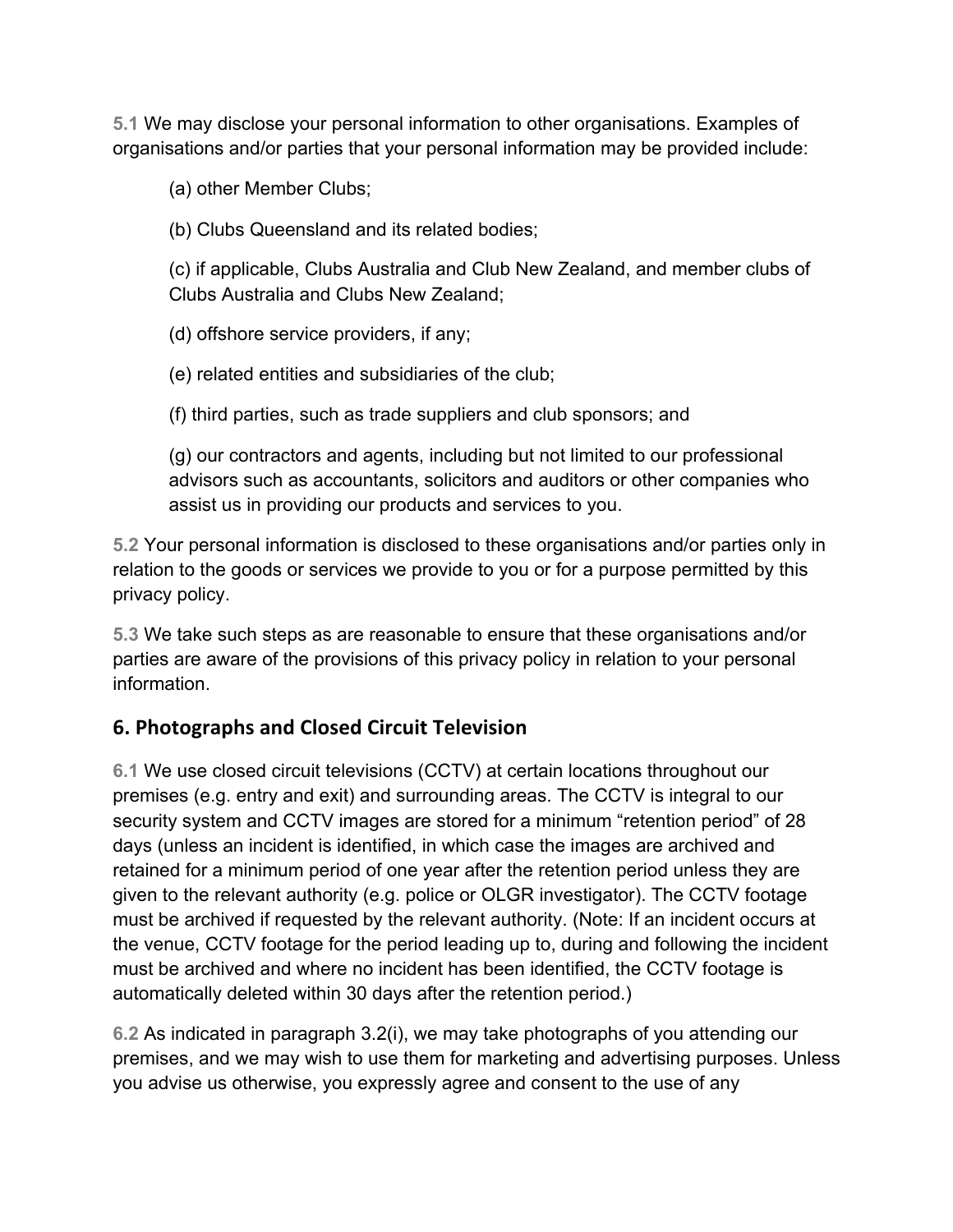**5.1** We may disclose your personal information to other organisations. Examples of organisations and/or parties that your personal information may be provided include:

(a) other Member Clubs;

(b) Clubs Queensland and its related bodies;

(c) if applicable, Clubs Australia and Club New Zealand, and member clubs of Clubs Australia and Clubs New Zealand;

(d) offshore service providers, if any;

(e) related entities and subsidiaries of the club;

(f) third parties, such as trade suppliers and club sponsors; and

(g) our contractors and agents, including but not limited to our professional advisors such as accountants, solicitors and auditors or other companies who assist us in providing our products and services to you.

**5.2** Your personal information is disclosed to these organisations and/or parties only in relation to the goods or services we provide to you or for a purpose permitted by this privacy policy.

**5.3** We take such steps as are reasonable to ensure that these organisations and/or parties are aware of the provisions of this privacy policy in relation to your personal information.

## 6. Photographs and Closed Circuit Television

**6.1** We use closed circuit televisions (CCTV) at certain locations throughout our premises (e.g. entry and exit) and surrounding areas. The CCTV is integral to our security system and CCTV images are stored for a minimum "retention period" of 28 days (unless an incident is identified, in which case the images are archived and retained for a minimum period of one year after the retention period unless they are given to the relevant authority (e.g. police or OLGR investigator). The CCTV footage must be archived if requested by the relevant authority. (Note: If an incident occurs at the venue, CCTV footage for the period leading up to, during and following the incident must be archived and where no incident has been identified, the CCTV footage is automatically deleted within 30 days after the retention period.)

**6.2** As indicated in paragraph 3.2(i), we may take photographs of you attending our premises, and we may wish to use them for marketing and advertising purposes. Unless you advise us otherwise, you expressly agree and consent to the use of any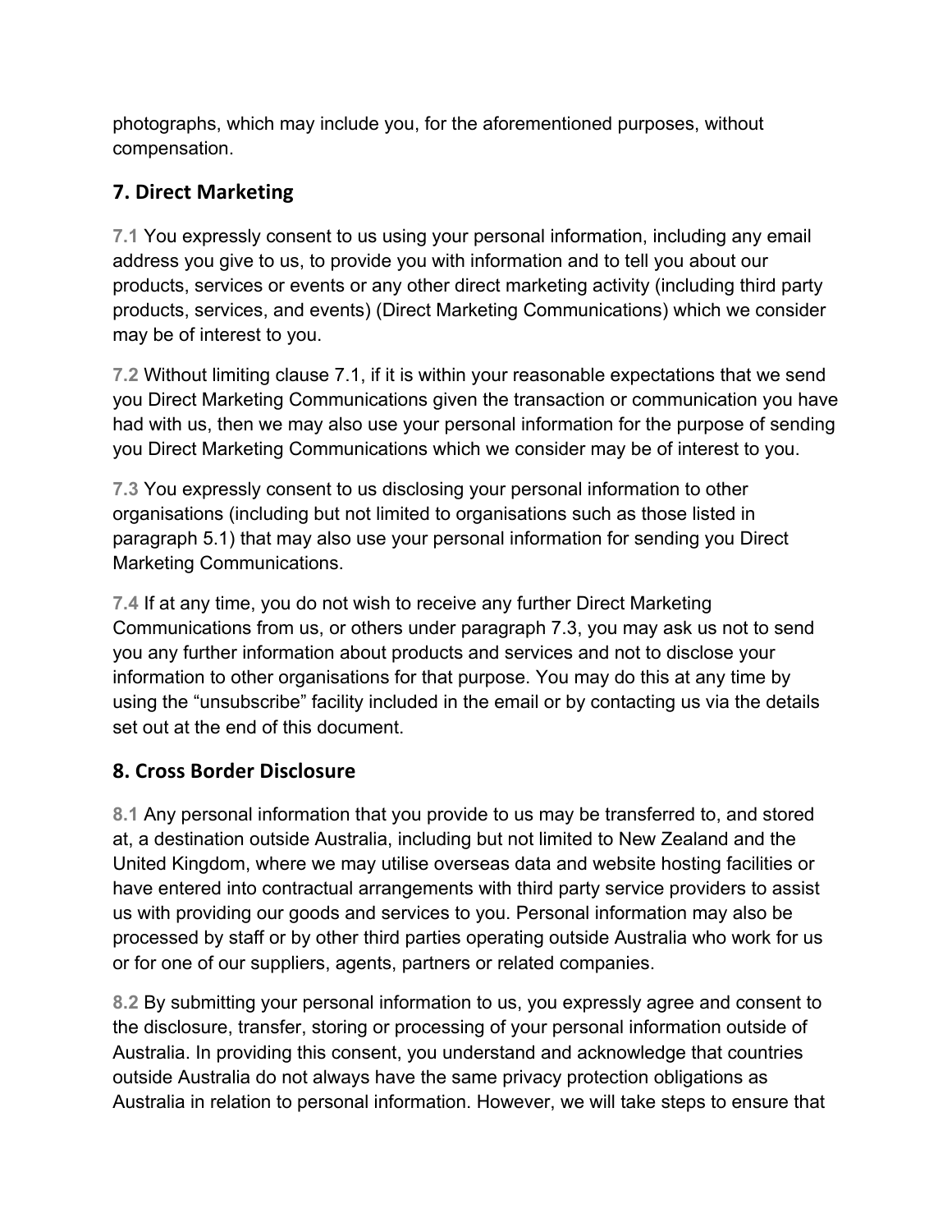photographs, which may include you, for the aforementioned purposes, without compensation.

## 7. Direct Marketing

**7.1** You expressly consent to us using your personal information, including any email address you give to us, to provide you with information and to tell you about our products, services or events or any other direct marketing activity (including third party products, services, and events) (Direct Marketing Communications) which we consider may be of interest to you.

**7.2** Without limiting clause 7.1, if it is within your reasonable expectations that we send you Direct Marketing Communications given the transaction or communication you have had with us, then we may also use your personal information for the purpose of sending you Direct Marketing Communications which we consider may be of interest to you.

**7.3** You expressly consent to us disclosing your personal information to other organisations (including but not limited to organisations such as those listed in paragraph 5.1) that may also use your personal information for sending you Direct Marketing Communications.

**7.4** If at any time, you do not wish to receive any further Direct Marketing Communications from us, or others under paragraph 7.3, you may ask us not to send you any further information about products and services and not to disclose your information to other organisations for that purpose. You may do this at any time by using the "unsubscribe" facility included in the email or by contacting us via the details set out at the end of this document.

## 8. Cross Border Disclosure

**8.1** Any personal information that you provide to us may be transferred to, and stored at, a destination outside Australia, including but not limited to New Zealand and the United Kingdom, where we may utilise overseas data and website hosting facilities or have entered into contractual arrangements with third party service providers to assist us with providing our goods and services to you. Personal information may also be processed by staff or by other third parties operating outside Australia who work for us or for one of our suppliers, agents, partners or related companies.

**8.2** By submitting your personal information to us, you expressly agree and consent to the disclosure, transfer, storing or processing of your personal information outside of Australia. In providing this consent, you understand and acknowledge that countries outside Australia do not always have the same privacy protection obligations as Australia in relation to personal information. However, we will take steps to ensure that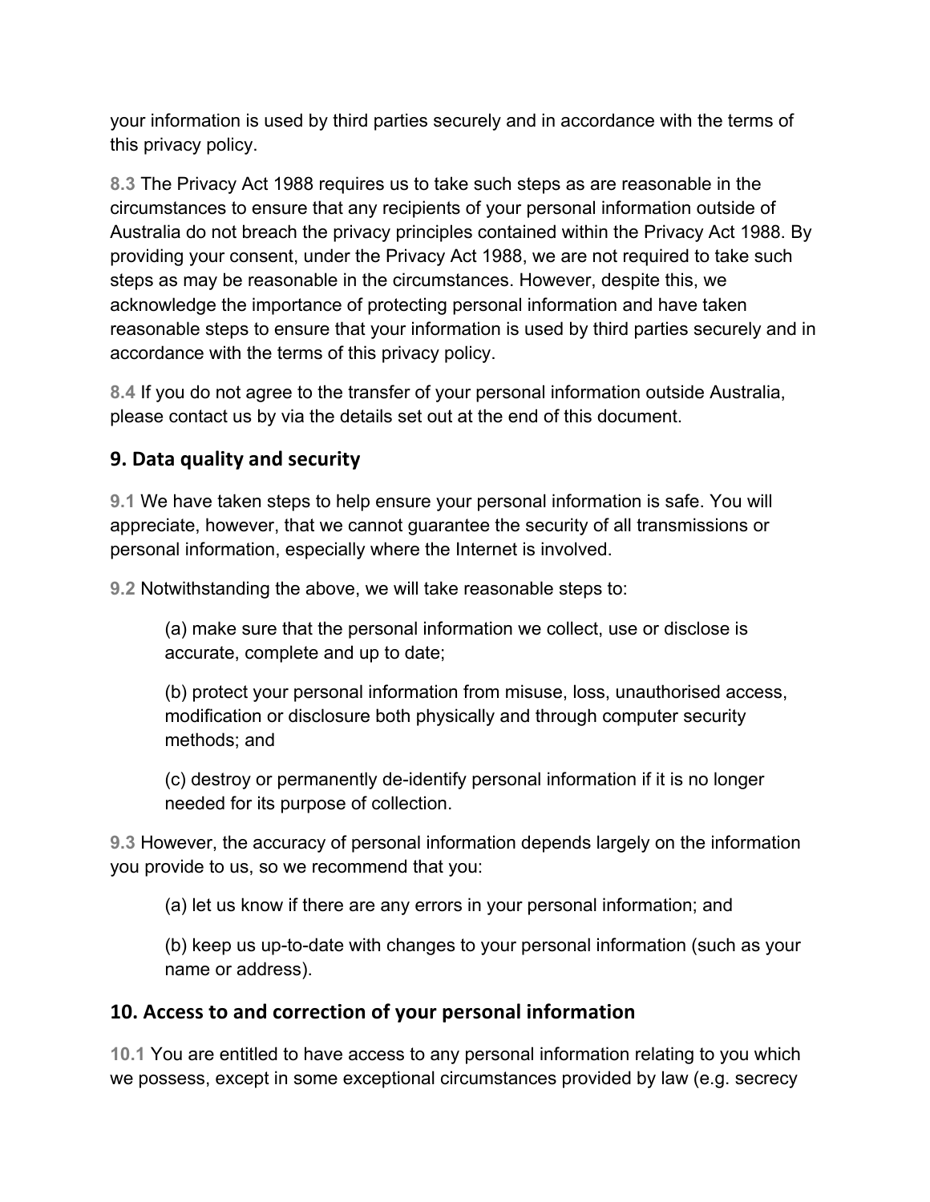your information is used by third parties securely and in accordance with the terms of this privacy policy.

**8.3** The Privacy Act 1988 requires us to take such steps as are reasonable in the circumstances to ensure that any recipients of your personal information outside of Australia do not breach the privacy principles contained within the Privacy Act 1988. By providing your consent, under the Privacy Act 1988, we are not required to take such steps as may be reasonable in the circumstances. However, despite this, we acknowledge the importance of protecting personal information and have taken reasonable steps to ensure that your information is used by third parties securely and in accordance with the terms of this privacy policy.

**8.4** If you do not agree to the transfer of your personal information outside Australia, please contact us by via the details set out at the end of this document.

## 9. Data quality and security

**9.1** We have taken steps to help ensure your personal information is safe. You will appreciate, however, that we cannot guarantee the security of all transmissions or personal information, especially where the Internet is involved.

**9.2** Notwithstanding the above, we will take reasonable steps to:

> (a) make sure that the personal information we collect, use or disclose is accurate, complete and up to date;
>
> (b) protect your personal information from misuse, loss, unauthorised access, modification or disclosure both physically and through computer security methods; and
>
> (c) destroy or permanently de-identify personal information if it is no longer needed for its purpose of collection.

**9.3** However, the accuracy of personal information depends largely on the information you provide to us, so we recommend that you:

> (a) let us know if there are any errors in your personal information; and
>
> (b) keep us up-to-date with changes to your personal information (such as your name or address).

## 10. Access to and correction of your personal information

**10.1** You are entitled to have access to any personal information relating to you which we possess, except in some exceptional circumstances provided by law (e.g. secrecy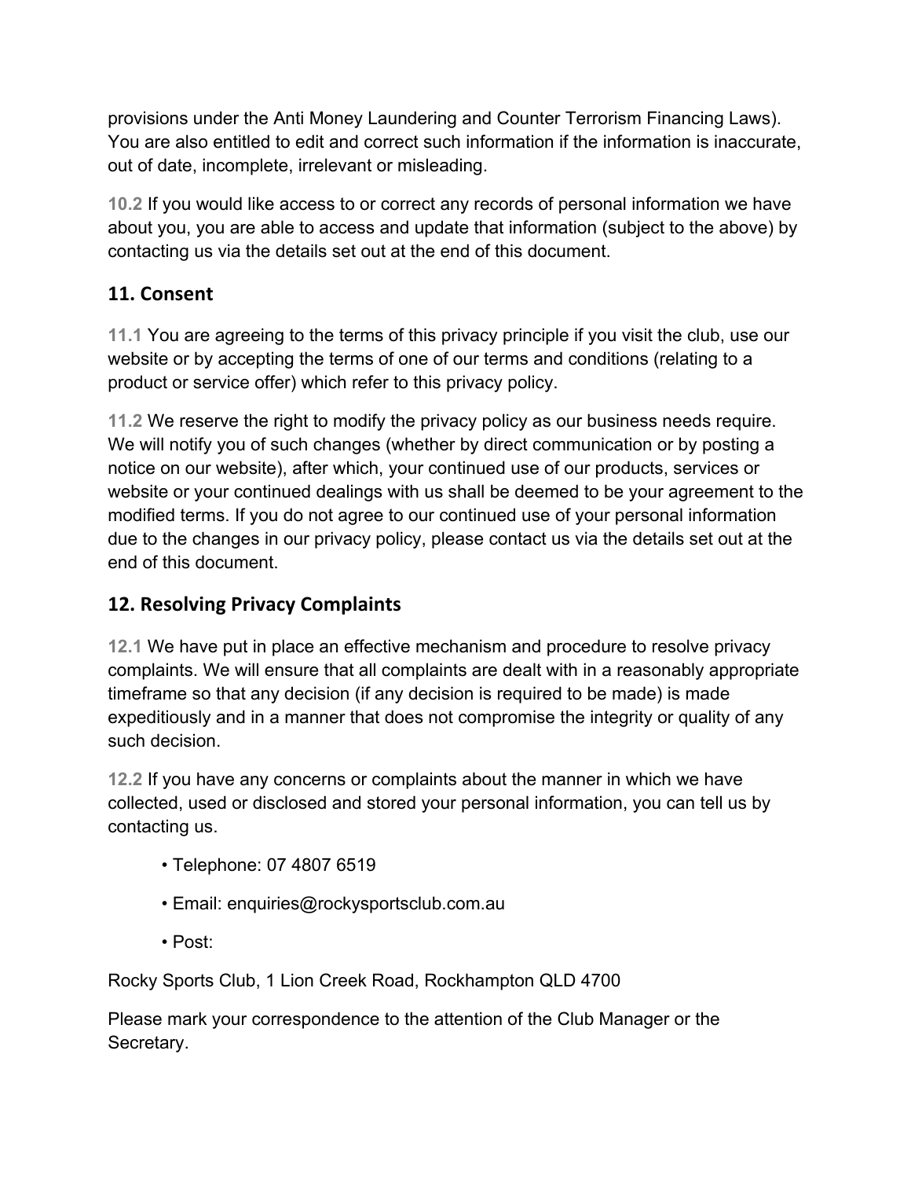provisions under the Anti Money Laundering and Counter Terrorism Financing Laws). You are also entitled to edit and correct such information if the information is inaccurate, out of date, incomplete, irrelevant or misleading.

**10.2** If you would like access to or correct any records of personal information we have about you, you are able to access and update that information (subject to the above) by contacting us via the details set out at the end of this document.

## 11. Consent

**11.1** You are agreeing to the terms of this privacy principle if you visit the club, use our website or by accepting the terms of one of our terms and conditions (relating to a product or service offer) which refer to this privacy policy.

**11.2** We reserve the right to modify the privacy policy as our business needs require. We will notify you of such changes (whether by direct communication or by posting a notice on our website), after which, your continued use of our products, services or website or your continued dealings with us shall be deemed to be your agreement to the modified terms. If you do not agree to our continued use of your personal information due to the changes in our privacy policy, please contact us via the details set out at the end of this document.

## 12. Resolving Privacy Complaints

**12.1** We have put in place an effective mechanism and procedure to resolve privacy complaints. We will ensure that all complaints are dealt with in a reasonably appropriate timeframe so that any decision (if any decision is required to be made) is made expeditiously and in a manner that does not compromise the integrity or quality of any such decision.

**12.2** If you have any concerns or complaints about the manner in which we have collected, used or disclosed and stored your personal information, you can tell us by contacting us.

- Telephone: 07 4807 6519
- Email: enquiries@rockysportsclub.com.au
- Post:

Rocky Sports Club, 1 Lion Creek Road, Rockhampton QLD 4700

Please mark your correspondence to the attention of the Club Manager or the Secretary.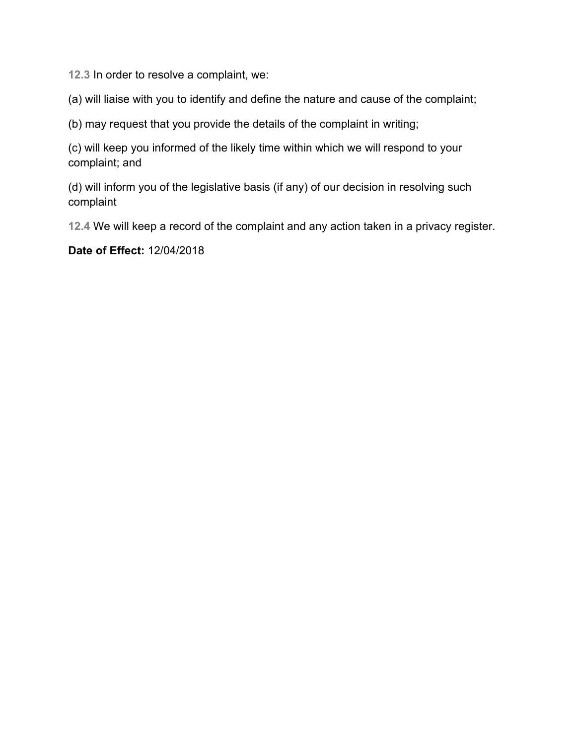12.3 In order to resolve a complaint, we:

(a) will liaise with you to identify and define the nature and cause of the complaint;

(b) may request that you provide the details of the complaint in writing;

(c) will keep you informed of the likely time within which we will respond to your complaint; and

(d) will inform you of the legislative basis (if any) of our decision in resolving such complaint

12.4 We will keep a record of the complaint and any action taken in a privacy register.

**Date of Effect:** 12/04/2018